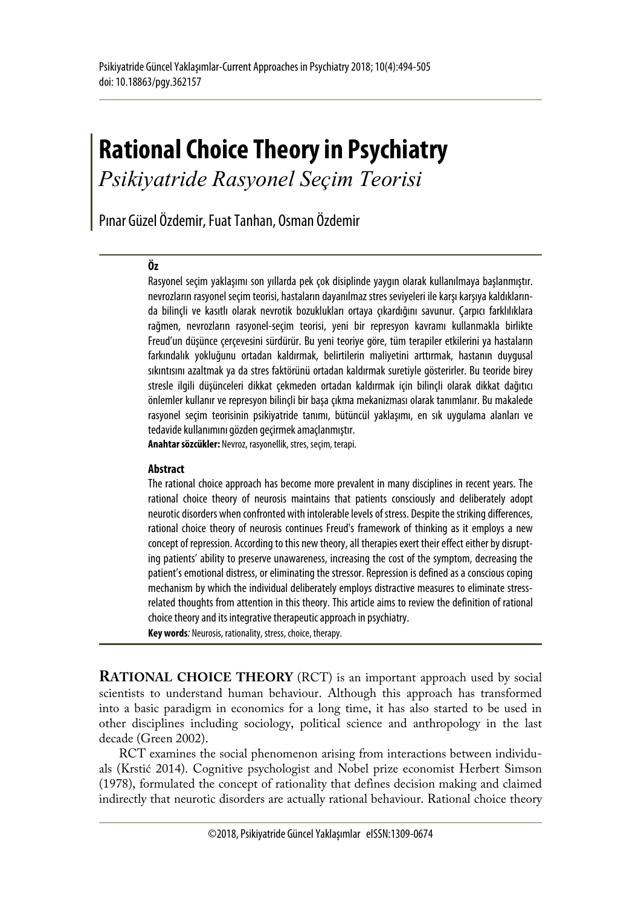# Rational Choice Theory in Psychiatry

*Psikiyatride Rasyonel Seçim Teorisi*

Pınar Güzel Özdemir, Fuat Tanhan, Osman Özdemir

**Öz**

Rasyonel seçim yaklaşımı son yıllarda pek çok disiplinde yaygın olarak kullanılmaya başlanmıştır. nevrozların rasyonel seçim teorisi, hastaların dayanılmaz stres seviyeleri ile karşı karşıya kaldıklarında bilinçli ve kasıtlı olarak nevrotik bozuklukları ortaya çıkardığını savunur. Çarpıcı farklılıklara rağmen, nevrozların rasyonel-seçim teorisi, yeni bir represyon kavramı kullanmakla birlikte Freud'un düşünce çerçevesini sürdürür. Bu yeni teoriye göre, tüm terapiler etkilerini ya hastaların farkındalık yokluğunu ortadan kaldırmak, belirtilerin maliyetini arttırmak, hastanın duygusal sıkıntısını azaltmak ya da stres faktörünü ortadan kaldırmak suretiyle gösterirler. Bu teoride birey stresle ilgili düşünceleri dikkat çekmeden ortadan kaldırmak için bilinçli olarak dikkat dağıtıcı önlemler kullanır ve represyon bilinçli bir başa çıkma mekanizması olarak tanımlanır. Bu makalede rasyonel seçim teorisinin psikiyatride tanımı, bütüncül yaklaşımı, en sık uygulama alanları ve tedavide kullanımını gözden geçirmek amaçlanmıştır.

**Anahtar sözcükler:** Nevroz, rasyonellik, stres, seçim, terapi.

**Abstract**

The rational choice approach has become more prevalent in many disciplines in recent years. The rational choice theory of neurosis maintains that patients consciously and deliberately adopt neurotic disorders when confronted with intolerable levels of stress. Despite the striking differences, rational choice theory of neurosis continues Freud's framework of thinking as it employs a new concept of repression. According to this new theory, all therapies exert their effect either by disrupting patients' ability to preserve unawareness, increasing the cost of the symptom, decreasing the patient's emotional distress, or eliminating the stressor. Repression is defined as a conscious coping mechanism by which the individual deliberately employs distractive measures to eliminate stress-related thoughts from attention in this theory. This article aims to review the definition of rational choice theory and its integrative therapeutic approach in psychiatry.

**Key words***:* Neurosis, rationality, stress, choice, therapy.

**RATIONAL CHOICE THEORY** (RCT) is an important approach used by social scientists to understand human behaviour. Although this approach has transformed into a basic paradigm in economics for a long time, it has also started to be used in other disciplines including sociology, political science and anthropology in the last decade (Green 2002).

RCT examines the social phenomenon arising from interactions between individuals (Krstić 2014). Cognitive psychologist and Nobel prize economist Herbert Simson (1978), formulated the concept of rationality that defines decision making and claimed indirectly that neurotic disorders are actually rational behaviour. Rational choice theory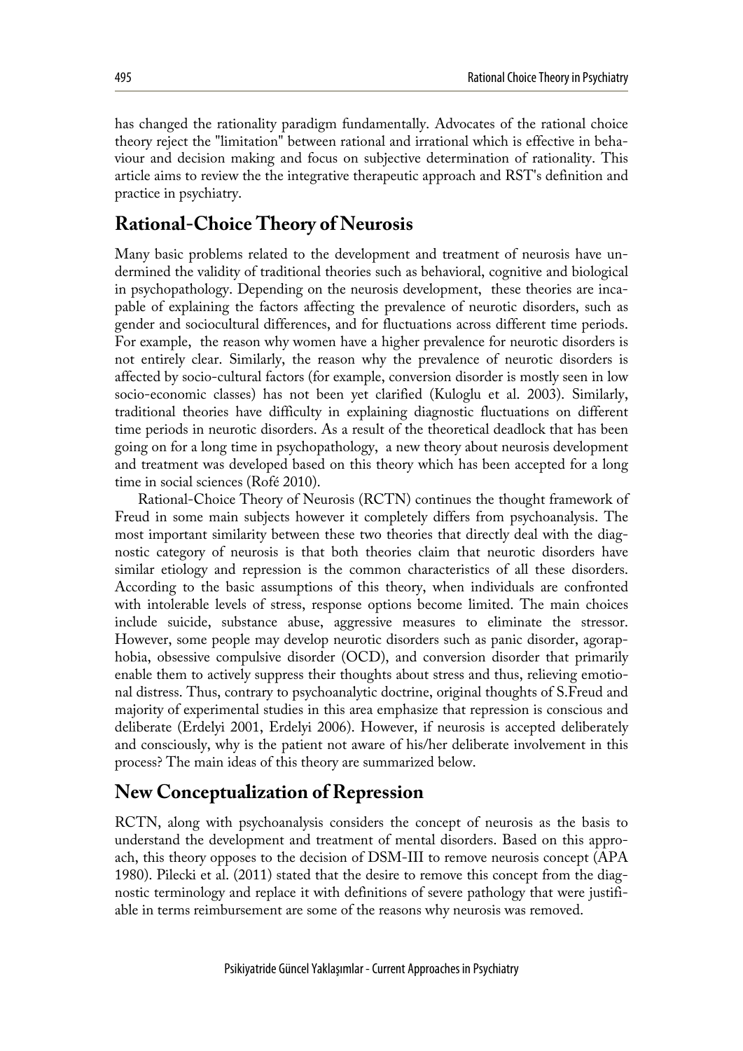has changed the rationality paradigm fundamentally. Advocates of the rational choice theory reject the "limitation" between rational and irrational which is effective in behaviour and decision making and focus on subjective determination of rationality. This article aims to review the the integrative therapeutic approach and RST's definition and practice in psychiatry.

## Rational-Choice Theory of Neurosis

Many basic problems related to the development and treatment of neurosis have undermined the validity of traditional theories such as behavioral, cognitive and biological in psychopathology. Depending on the neurosis development, these theories are incapable of explaining the factors affecting the prevalence of neurotic disorders, such as gender and sociocultural differences, and for fluctuations across different time periods. For example, the reason why women have a higher prevalence for neurotic disorders is not entirely clear. Similarly, the reason why the prevalence of neurotic disorders is affected by socio-cultural factors (for example, conversion disorder is mostly seen in low socio-economic classes) has not been yet clarified (Kuloglu et al. 2003). Similarly, traditional theories have difficulty in explaining diagnostic fluctuations on different time periods in neurotic disorders. As a result of the theoretical deadlock that has been going on for a long time in psychopathology, a new theory about neurosis development and treatment was developed based on this theory which has been accepted for a long time in social sciences (Rofé 2010).

Rational-Choice Theory of Neurosis (RCTN) continues the thought framework of Freud in some main subjects however it completely differs from psychoanalysis. The most important similarity between these two theories that directly deal with the diagnostic category of neurosis is that both theories claim that neurotic disorders have similar etiology and repression is the common characteristics of all these disorders. According to the basic assumptions of this theory, when individuals are confronted with intolerable levels of stress, response options become limited. The main choices include suicide, substance abuse, aggressive measures to eliminate the stressor. However, some people may develop neurotic disorders such as panic disorder, agoraphobia, obsessive compulsive disorder (OCD), and conversion disorder that primarily enable them to actively suppress their thoughts about stress and thus, relieving emotional distress. Thus, contrary to psychoanalytic doctrine, original thoughts of S.Freud and majority of experimental studies in this area emphasize that repression is conscious and deliberate (Erdelyi 2001, Erdelyi 2006). However, if neurosis is accepted deliberately and consciously, why is the patient not aware of his/her deliberate involvement in this process? The main ideas of this theory are summarized below.

## New Conceptualization of Repression

RCTN, along with psychoanalysis considers the concept of neurosis as the basis to understand the development and treatment of mental disorders. Based on this approach, this theory opposes to the decision of DSM-III to remove neurosis concept (APA 1980). Pilecki et al. (2011) stated that the desire to remove this concept from the diagnostic terminology and replace it with definitions of severe pathology that were justifiable in terms reimbursement are some of the reasons why neurosis was removed.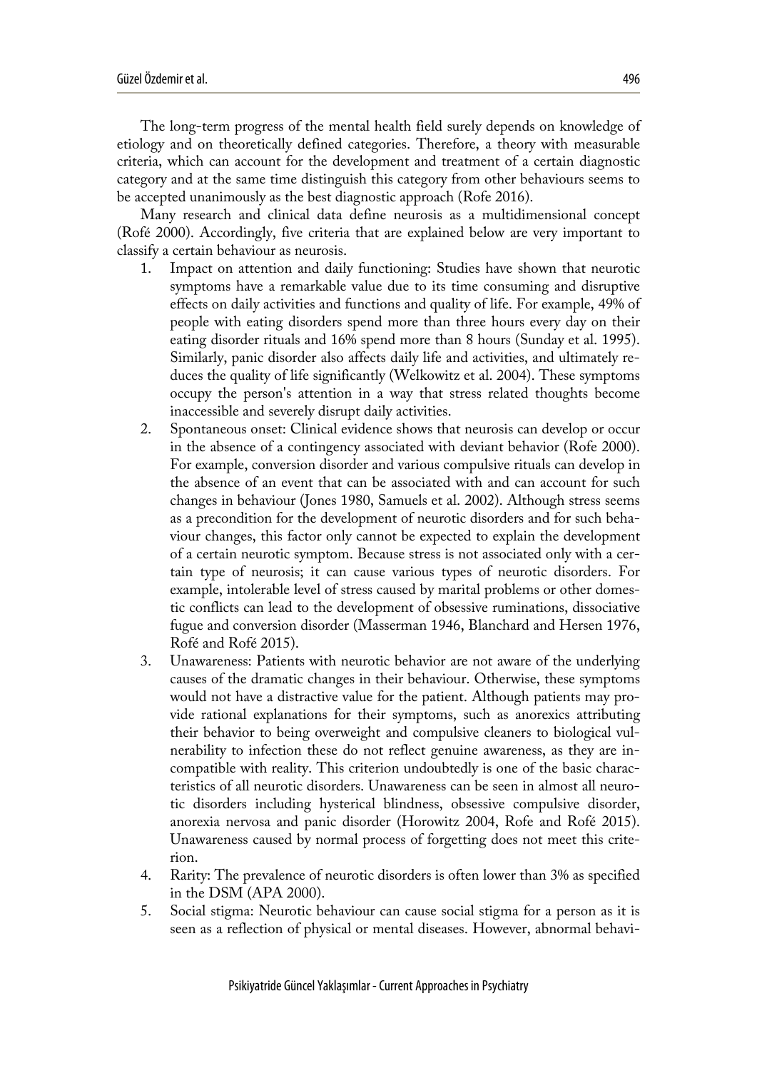The long-term progress of the mental health field surely depends on knowledge of etiology and on theoretically defined categories. Therefore, a theory with measurable criteria, which can account for the development and treatment of a certain diagnostic category and at the same time distinguish this category from other behaviours seems to be accepted unanimously as the best diagnostic approach (Rofe 2016).

Many research and clinical data define neurosis as a multidimensional concept (Rofé 2000). Accordingly, five criteria that are explained below are very important to classify a certain behaviour as neurosis.

1. Impact on attention and daily functioning: Studies have shown that neurotic symptoms have a remarkable value due to its time consuming and disruptive effects on daily activities and functions and quality of life. For example, 49% of people with eating disorders spend more than three hours every day on their eating disorder rituals and 16% spend more than 8 hours (Sunday et al. 1995). Similarly, panic disorder also affects daily life and activities, and ultimately reduces the quality of life significantly (Welkowitz et al. 2004). These symptoms occupy the person's attention in a way that stress related thoughts become inaccessible and severely disrupt daily activities.
2. Spontaneous onset: Clinical evidence shows that neurosis can develop or occur in the absence of a contingency associated with deviant behavior (Rofe 2000). For example, conversion disorder and various compulsive rituals can develop in the absence of an event that can be associated with and can account for such changes in behaviour (Jones 1980, Samuels et al. 2002). Although stress seems as a precondition for the development of neurotic disorders and for such behaviour changes, this factor only cannot be expected to explain the development of a certain neurotic symptom. Because stress is not associated only with a certain type of neurosis; it can cause various types of neurotic disorders. For example, intolerable level of stress caused by marital problems or other domestic conflicts can lead to the development of obsessive ruminations, dissociative fugue and conversion disorder (Masserman 1946, Blanchard and Hersen 1976, Rofé and Rofé 2015).
3. Unawareness: Patients with neurotic behavior are not aware of the underlying causes of the dramatic changes in their behaviour. Otherwise, these symptoms would not have a distractive value for the patient. Although patients may provide rational explanations for their symptoms, such as anorexics attributing their behavior to being overweight and compulsive cleaners to biological vulnerability to infection these do not reflect genuine awareness, as they are incompatible with reality. This criterion undoubtedly is one of the basic characteristics of all neurotic disorders. Unawareness can be seen in almost all neurotic disorders including hysterical blindness, obsessive compulsive disorder, anorexia nervosa and panic disorder (Horowitz 2004, Rofe and Rofé 2015). Unawareness caused by normal process of forgetting does not meet this criterion.
4. Rarity: The prevalence of neurotic disorders is often lower than 3% as specified in the DSM (APA 2000).
5. Social stigma: Neurotic behaviour can cause social stigma for a person as it is seen as a reflection of physical or mental diseases. However, abnormal behavi-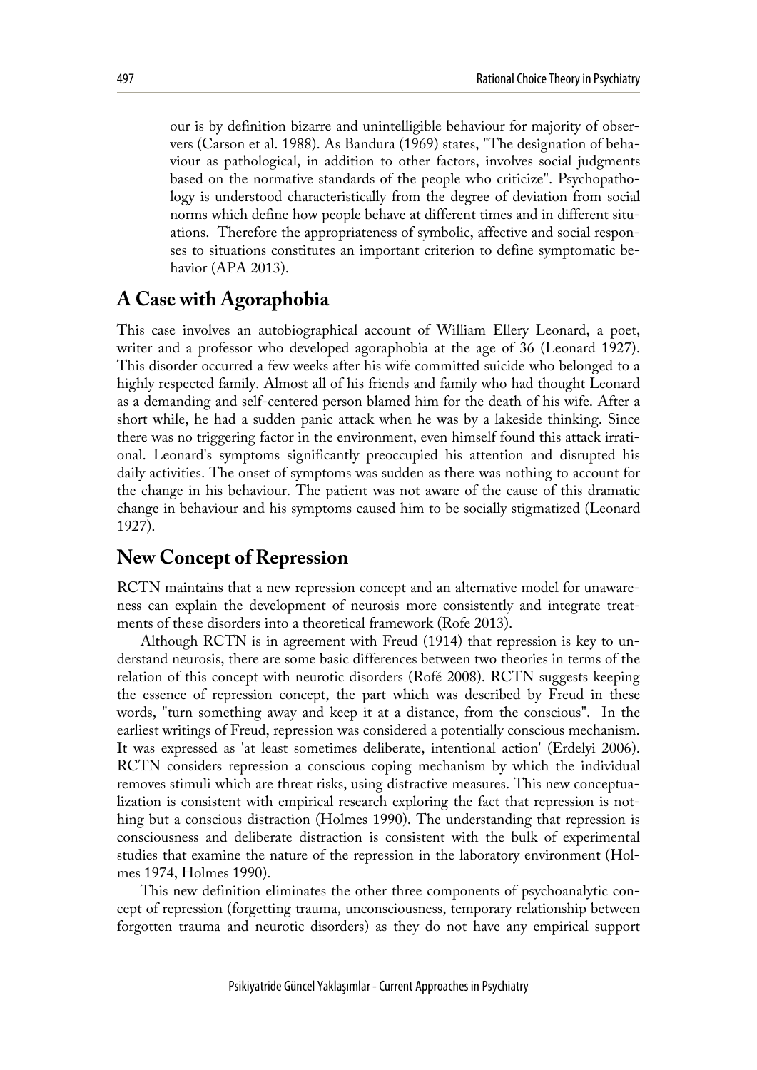our is by definition bizarre and unintelligible behaviour for majority of observers (Carson et al. 1988). As Bandura (1969) states, "The designation of behaviour as pathological, in addition to other factors, involves social judgments based on the normative standards of the people who criticize". Psychopathology is understood characteristically from the degree of deviation from social norms which define how people behave at different times and in different situations. Therefore the appropriateness of symbolic, affective and social responses to situations constitutes an important criterion to define symptomatic behavior (APA 2013).

## A Case with Agoraphobia

This case involves an autobiographical account of William Ellery Leonard, a poet, writer and a professor who developed agoraphobia at the age of 36 (Leonard 1927). This disorder occurred a few weeks after his wife committed suicide who belonged to a highly respected family. Almost all of his friends and family who had thought Leonard as a demanding and self-centered person blamed him for the death of his wife. After a short while, he had a sudden panic attack when he was by a lakeside thinking. Since there was no triggering factor in the environment, even himself found this attack irrational. Leonard's symptoms significantly preoccupied his attention and disrupted his daily activities. The onset of symptoms was sudden as there was nothing to account for the change in his behaviour. The patient was not aware of the cause of this dramatic change in behaviour and his symptoms caused him to be socially stigmatized (Leonard 1927).

## New Concept of Repression

RCTN maintains that a new repression concept and an alternative model for unawareness can explain the development of neurosis more consistently and integrate treatments of these disorders into a theoretical framework (Rofe 2013).

Although RCTN is in agreement with Freud (1914) that repression is key to understand neurosis, there are some basic differences between two theories in terms of the relation of this concept with neurotic disorders (Rofé 2008). RCTN suggests keeping the essence of repression concept, the part which was described by Freud in these words, "turn something away and keep it at a distance, from the conscious". In the earliest writings of Freud, repression was considered a potentially conscious mechanism. It was expressed as 'at least sometimes deliberate, intentional action' (Erdelyi 2006). RCTN considers repression a conscious coping mechanism by which the individual removes stimuli which are threat risks, using distractive measures. This new conceptualization is consistent with empirical research exploring the fact that repression is nothing but a conscious distraction (Holmes 1990). The understanding that repression is consciousness and deliberate distraction is consistent with the bulk of experimental studies that examine the nature of the repression in the laboratory environment (Holmes 1974, Holmes 1990).

This new definition eliminates the other three components of psychoanalytic concept of repression (forgetting trauma, unconsciousness, temporary relationship between forgotten trauma and neurotic disorders) as they do not have any empirical support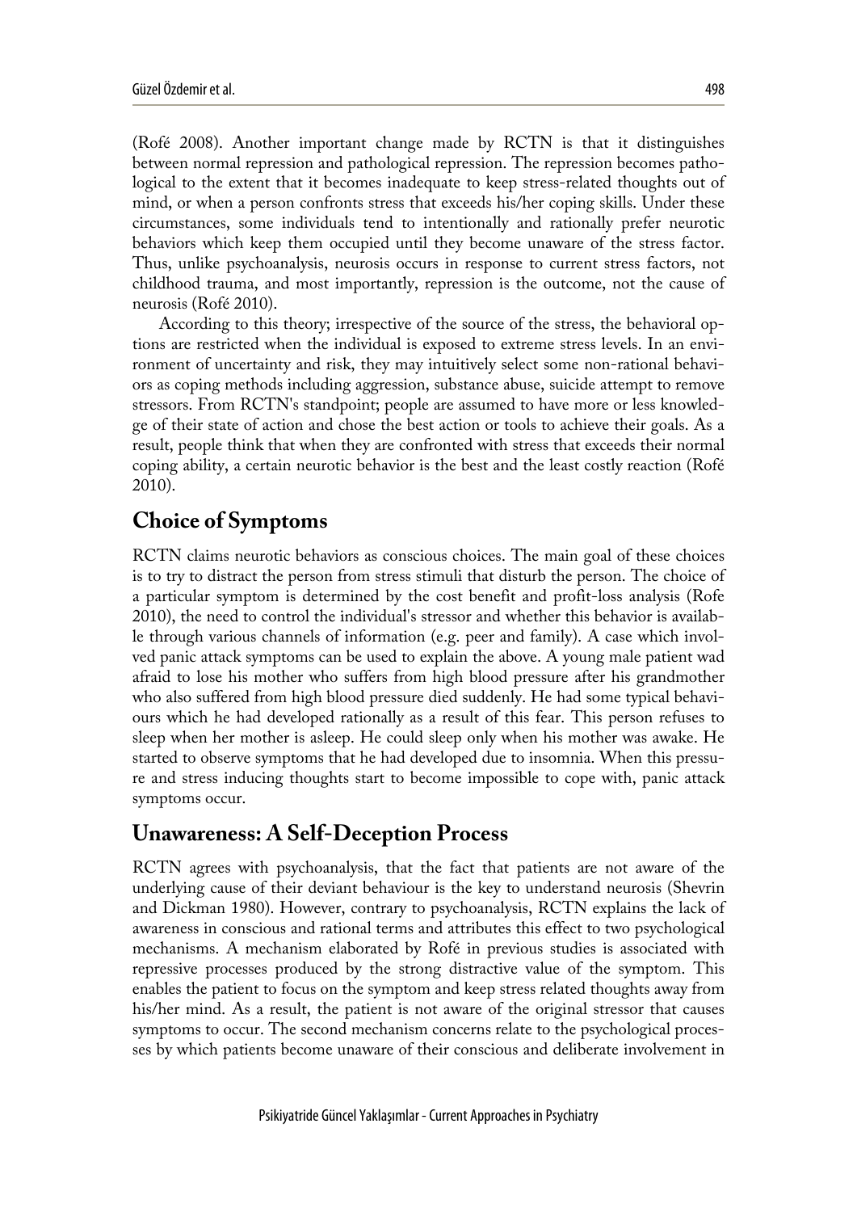(Rofé 2008). Another important change made by RCTN is that it distinguishes between normal repression and pathological repression. The repression becomes pathological to the extent that it becomes inadequate to keep stress-related thoughts out of mind, or when a person confronts stress that exceeds his/her coping skills. Under these circumstances, some individuals tend to intentionally and rationally prefer neurotic behaviors which keep them occupied until they become unaware of the stress factor. Thus, unlike psychoanalysis, neurosis occurs in response to current stress factors, not childhood trauma, and most importantly, repression is the outcome, not the cause of neurosis (Rofé 2010).

According to this theory; irrespective of the source of the stress, the behavioral options are restricted when the individual is exposed to extreme stress levels. In an environment of uncertainty and risk, they may intuitively select some non-rational behaviors as coping methods including aggression, substance abuse, suicide attempt to remove stressors. From RCTN's standpoint; people are assumed to have more or less knowledge of their state of action and chose the best action or tools to achieve their goals. As a result, people think that when they are confronted with stress that exceeds their normal coping ability, a certain neurotic behavior is the best and the least costly reaction (Rofé 2010).

## Choice of Symptoms

RCTN claims neurotic behaviors as conscious choices. The main goal of these choices is to try to distract the person from stress stimuli that disturb the person. The choice of a particular symptom is determined by the cost benefit and profit-loss analysis (Rofe 2010), the need to control the individual's stressor and whether this behavior is available through various channels of information (e.g. peer and family). A case which involved panic attack symptoms can be used to explain the above. A young male patient wad afraid to lose his mother who suffers from high blood pressure after his grandmother who also suffered from high blood pressure died suddenly. He had some typical behaviours which he had developed rationally as a result of this fear. This person refuses to sleep when her mother is asleep. He could sleep only when his mother was awake. He started to observe symptoms that he had developed due to insomnia. When this pressure and stress inducing thoughts start to become impossible to cope with, panic attack symptoms occur.

## Unawareness: A Self-Deception Process

RCTN agrees with psychoanalysis, that the fact that patients are not aware of the underlying cause of their deviant behaviour is the key to understand neurosis (Shevrin and Dickman 1980). However, contrary to psychoanalysis, RCTN explains the lack of awareness in conscious and rational terms and attributes this effect to two psychological mechanisms. A mechanism elaborated by Rofé in previous studies is associated with repressive processes produced by the strong distractive value of the symptom. This enables the patient to focus on the symptom and keep stress related thoughts away from his/her mind. As a result, the patient is not aware of the original stressor that causes symptoms to occur. The second mechanism concerns relate to the psychological processes by which patients become unaware of their conscious and deliberate involvement in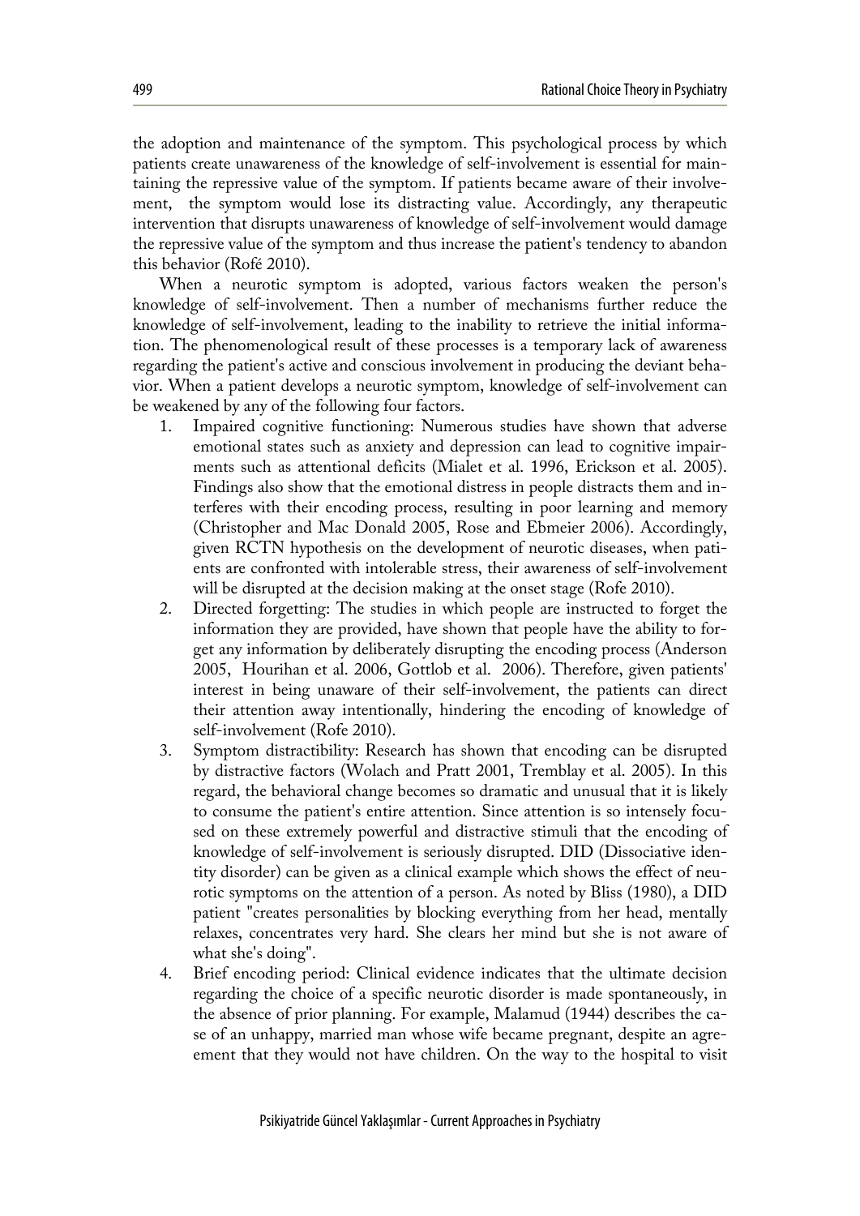the adoption and maintenance of the symptom. This psychological process by which patients create unawareness of the knowledge of self-involvement is essential for maintaining the repressive value of the symptom. If patients became aware of their involvement, the symptom would lose its distracting value. Accordingly, any therapeutic intervention that disrupts unawareness of knowledge of self-involvement would damage the repressive value of the symptom and thus increase the patient's tendency to abandon this behavior (Rofé 2010).

When a neurotic symptom is adopted, various factors weaken the person's knowledge of self-involvement. Then a number of mechanisms further reduce the knowledge of self-involvement, leading to the inability to retrieve the initial information. The phenomenological result of these processes is a temporary lack of awareness regarding the patient's active and conscious involvement in producing the deviant behavior. When a patient develops a neurotic symptom, knowledge of self-involvement can be weakened by any of the following four factors.

1. Impaired cognitive functioning: Numerous studies have shown that adverse emotional states such as anxiety and depression can lead to cognitive impairments such as attentional deficits (Mialet et al. 1996, Erickson et al. 2005). Findings also show that the emotional distress in people distracts them and interferes with their encoding process, resulting in poor learning and memory (Christopher and Mac Donald 2005, Rose and Ebmeier 2006). Accordingly, given RCTN hypothesis on the development of neurotic diseases, when patients are confronted with intolerable stress, their awareness of self-involvement will be disrupted at the decision making at the onset stage (Rofe 2010).
2. Directed forgetting: The studies in which people are instructed to forget the information they are provided, have shown that people have the ability to forget any information by deliberately disrupting the encoding process (Anderson 2005, Hourihan et al. 2006, Gottlob et al. 2006). Therefore, given patients' interest in being unaware of their self-involvement, the patients can direct their attention away intentionally, hindering the encoding of knowledge of self-involvement (Rofe 2010).
3. Symptom distractibility: Research has shown that encoding can be disrupted by distractive factors (Wolach and Pratt 2001, Tremblay et al. 2005). In this regard, the behavioral change becomes so dramatic and unusual that it is likely to consume the patient's entire attention. Since attention is so intensely focused on these extremely powerful and distractive stimuli that the encoding of knowledge of self-involvement is seriously disrupted. DID (Dissociative identity disorder) can be given as a clinical example which shows the effect of neurotic symptoms on the attention of a person. As noted by Bliss (1980), a DID patient "creates personalities by blocking everything from her head, mentally relaxes, concentrates very hard. She clears her mind but she is not aware of what she's doing".
4. Brief encoding period: Clinical evidence indicates that the ultimate decision regarding the choice of a specific neurotic disorder is made spontaneously, in the absence of prior planning. For example, Malamud (1944) describes the case of an unhappy, married man whose wife became pregnant, despite an agreement that they would not have children. On the way to the hospital to visit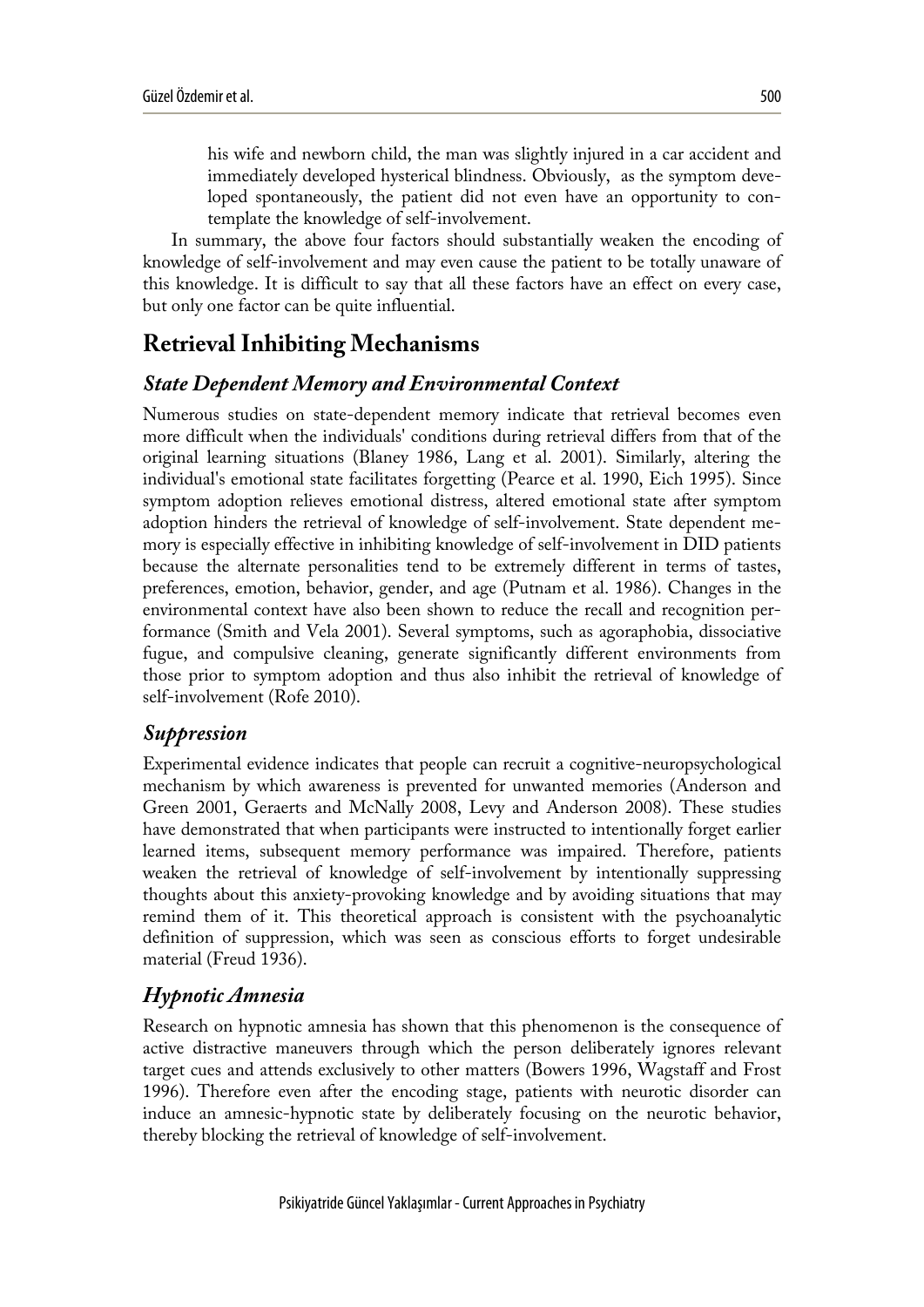his wife and newborn child, the man was slightly injured in a car accident and immediately developed hysterical blindness. Obviously, as the symptom developed spontaneously, the patient did not even have an opportunity to contemplate the knowledge of self-involvement.

In summary, the above four factors should substantially weaken the encoding of knowledge of self-involvement and may even cause the patient to be totally unaware of this knowledge. It is difficult to say that all these factors have an effect on every case, but only one factor can be quite influential.

## Retrieval Inhibiting Mechanisms

### *State Dependent Memory and Environmental Context*

Numerous studies on state-dependent memory indicate that retrieval becomes even more difficult when the individuals' conditions during retrieval differs from that of the original learning situations (Blaney 1986, Lang et al. 2001). Similarly, altering the individual's emotional state facilitates forgetting (Pearce et al. 1990, Eich 1995). Since symptom adoption relieves emotional distress, altered emotional state after symptom adoption hinders the retrieval of knowledge of self-involvement. State dependent memory is especially effective in inhibiting knowledge of self-involvement in DID patients because the alternate personalities tend to be extremely different in terms of tastes, preferences, emotion, behavior, gender, and age (Putnam et al. 1986). Changes in the environmental context have also been shown to reduce the recall and recognition performance (Smith and Vela 2001). Several symptoms, such as agoraphobia, dissociative fugue, and compulsive cleaning, generate significantly different environments from those prior to symptom adoption and thus also inhibit the retrieval of knowledge of self-involvement (Rofe 2010).

### *Suppression*

Experimental evidence indicates that people can recruit a cognitive-neuropsychological mechanism by which awareness is prevented for unwanted memories (Anderson and Green 2001, Geraerts and McNally 2008, Levy and Anderson 2008). These studies have demonstrated that when participants were instructed to intentionally forget earlier learned items, subsequent memory performance was impaired. Therefore, patients weaken the retrieval of knowledge of self-involvement by intentionally suppressing thoughts about this anxiety-provoking knowledge and by avoiding situations that may remind them of it. This theoretical approach is consistent with the psychoanalytic definition of suppression, which was seen as conscious efforts to forget undesirable material (Freud 1936).

### *Hypnotic Amnesia*

Research on hypnotic amnesia has shown that this phenomenon is the consequence of active distractive maneuvers through which the person deliberately ignores relevant target cues and attends exclusively to other matters (Bowers 1996, Wagstaff and Frost 1996). Therefore even after the encoding stage, patients with neurotic disorder can induce an amnesic-hypnotic state by deliberately focusing on the neurotic behavior, thereby blocking the retrieval of knowledge of self-involvement.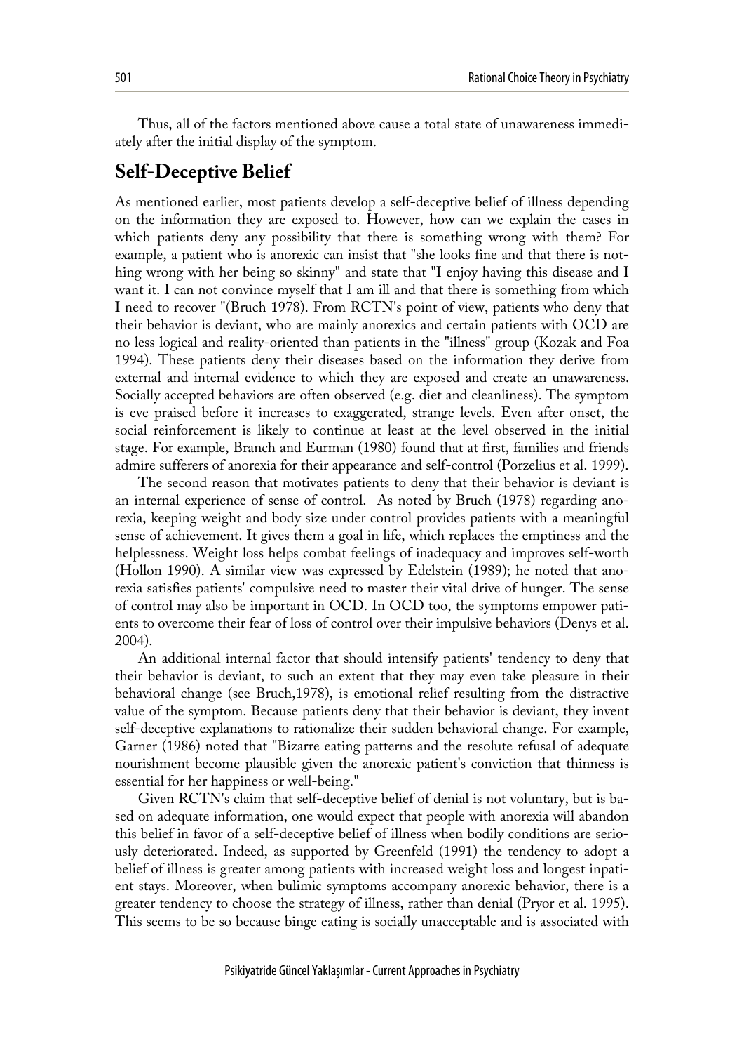Thus, all of the factors mentioned above cause a total state of unawareness immediately after the initial display of the symptom.

## Self-Deceptive Belief

As mentioned earlier, most patients develop a self-deceptive belief of illness depending on the information they are exposed to. However, how can we explain the cases in which patients deny any possibility that there is something wrong with them? For example, a patient who is anorexic can insist that "she looks fine and that there is nothing wrong with her being so skinny" and state that "I enjoy having this disease and I want it. I can not convince myself that I am ill and that there is something from which I need to recover "(Bruch 1978). From RCTN's point of view, patients who deny that their behavior is deviant, who are mainly anorexics and certain patients with OCD are no less logical and reality-oriented than patients in the "illness" group (Kozak and Foa 1994). These patients deny their diseases based on the information they derive from external and internal evidence to which they are exposed and create an unawareness. Socially accepted behaviors are often observed (e.g. diet and cleanliness). The symptom is eve praised before it increases to exaggerated, strange levels. Even after onset, the social reinforcement is likely to continue at least at the level observed in the initial stage. For example, Branch and Eurman (1980) found that at first, families and friends admire sufferers of anorexia for their appearance and self-control (Porzelius et al. 1999).

The second reason that motivates patients to deny that their behavior is deviant is an internal experience of sense of control. As noted by Bruch (1978) regarding anorexia, keeping weight and body size under control provides patients with a meaningful sense of achievement. It gives them a goal in life, which replaces the emptiness and the helplessness. Weight loss helps combat feelings of inadequacy and improves self-worth (Hollon 1990). A similar view was expressed by Edelstein (1989); he noted that anorexia satisfies patients' compulsive need to master their vital drive of hunger. The sense of control may also be important in OCD. In OCD too, the symptoms empower patients to overcome their fear of loss of control over their impulsive behaviors (Denys et al. 2004).

An additional internal factor that should intensify patients' tendency to deny that their behavior is deviant, to such an extent that they may even take pleasure in their behavioral change (see Bruch,1978), is emotional relief resulting from the distractive value of the symptom. Because patients deny that their behavior is deviant, they invent self-deceptive explanations to rationalize their sudden behavioral change. For example, Garner (1986) noted that "Bizarre eating patterns and the resolute refusal of adequate nourishment become plausible given the anorexic patient's conviction that thinness is essential for her happiness or well-being."

Given RCTN's claim that self-deceptive belief of denial is not voluntary, but is based on adequate information, one would expect that people with anorexia will abandon this belief in favor of a self-deceptive belief of illness when bodily conditions are seriously deteriorated. Indeed, as supported by Greenfeld (1991) the tendency to adopt a belief of illness is greater among patients with increased weight loss and longest inpatient stays. Moreover, when bulimic symptoms accompany anorexic behavior, there is a greater tendency to choose the strategy of illness, rather than denial (Pryor et al. 1995). This seems to be so because binge eating is socially unacceptable and is associated with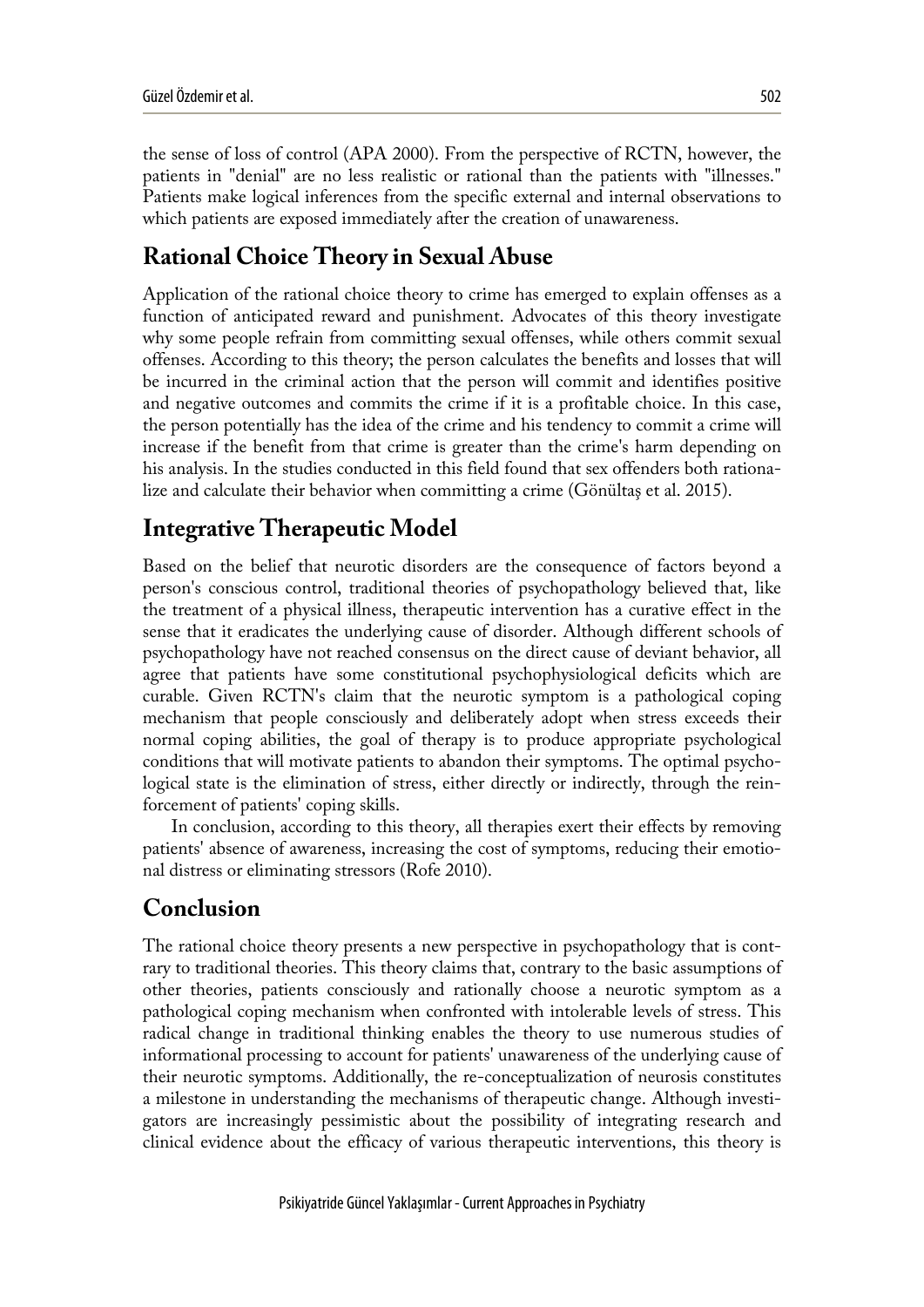the sense of loss of control (APA 2000). From the perspective of RCTN, however, the patients in "denial" are no less realistic or rational than the patients with "illnesses." Patients make logical inferences from the specific external and internal observations to which patients are exposed immediately after the creation of unawareness.

## Rational Choice Theory in Sexual Abuse

Application of the rational choice theory to crime has emerged to explain offenses as a function of anticipated reward and punishment. Advocates of this theory investigate why some people refrain from committing sexual offenses, while others commit sexual offenses. According to this theory; the person calculates the benefits and losses that will be incurred in the criminal action that the person will commit and identifies positive and negative outcomes and commits the crime if it is a profitable choice. In this case, the person potentially has the idea of the crime and his tendency to commit a crime will increase if the benefit from that crime is greater than the crime's harm depending on his analysis. In the studies conducted in this field found that sex offenders both rationalize and calculate their behavior when committing a crime (Gönültaş et al. 2015).

## Integrative Therapeutic Model

Based on the belief that neurotic disorders are the consequence of factors beyond a person's conscious control, traditional theories of psychopathology believed that, like the treatment of a physical illness, therapeutic intervention has a curative effect in the sense that it eradicates the underlying cause of disorder. Although different schools of psychopathology have not reached consensus on the direct cause of deviant behavior, all agree that patients have some constitutional psychophysiological deficits which are curable. Given RCTN's claim that the neurotic symptom is a pathological coping mechanism that people consciously and deliberately adopt when stress exceeds their normal coping abilities, the goal of therapy is to produce appropriate psychological conditions that will motivate patients to abandon their symptoms. The optimal psychological state is the elimination of stress, either directly or indirectly, through the reinforcement of patients' coping skills.

In conclusion, according to this theory, all therapies exert their effects by removing patients' absence of awareness, increasing the cost of symptoms, reducing their emotional distress or eliminating stressors (Rofe 2010).

## Conclusion

The rational choice theory presents a new perspective in psychopathology that is contrary to traditional theories. This theory claims that, contrary to the basic assumptions of other theories, patients consciously and rationally choose a neurotic symptom as a pathological coping mechanism when confronted with intolerable levels of stress. This radical change in traditional thinking enables the theory to use numerous studies of informational processing to account for patients' unawareness of the underlying cause of their neurotic symptoms. Additionally, the re-conceptualization of neurosis constitutes a milestone in understanding the mechanisms of therapeutic change. Although investigators are increasingly pessimistic about the possibility of integrating research and clinical evidence about the efficacy of various therapeutic interventions, this theory is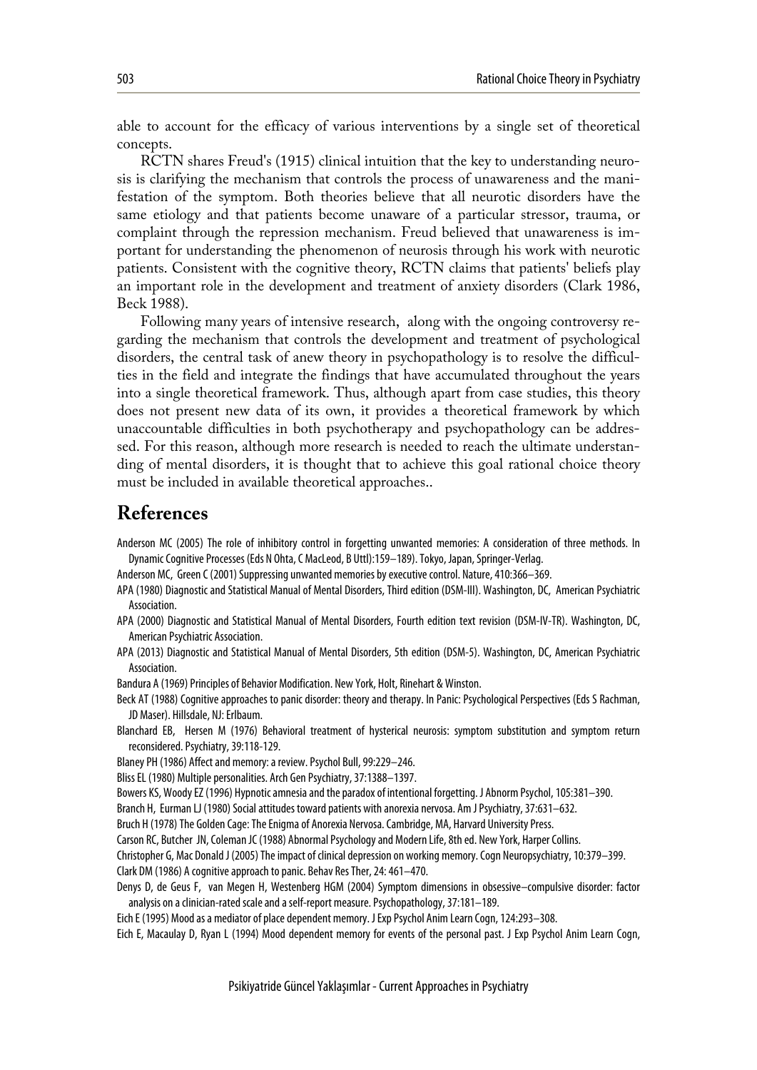able to account for the efficacy of various interventions by a single set of theoretical concepts.

RCTN shares Freud's (1915) clinical intuition that the key to understanding neurosis is clarifying the mechanism that controls the process of unawareness and the manifestation of the symptom. Both theories believe that all neurotic disorders have the same etiology and that patients become unaware of a particular stressor, trauma, or complaint through the repression mechanism. Freud believed that unawareness is important for understanding the phenomenon of neurosis through his work with neurotic patients. Consistent with the cognitive theory, RCTN claims that patients' beliefs play an important role in the development and treatment of anxiety disorders (Clark 1986, Beck 1988).

Following many years of intensive research, along with the ongoing controversy regarding the mechanism that controls the development and treatment of psychological disorders, the central task of anew theory in psychopathology is to resolve the difficulties in the field and integrate the findings that have accumulated throughout the years into a single theoretical framework. Thus, although apart from case studies, this theory does not present new data of its own, it provides a theoretical framework by which unaccountable difficulties in both psychotherapy and psychopathology can be addressed. For this reason, although more research is needed to reach the ultimate understanding of mental disorders, it is thought that to achieve this goal rational choice theory must be included in available theoretical approaches..

## References

Anderson MC (2005) The role of inhibitory control in forgetting unwanted memories: A consideration of three methods. In Dynamic Cognitive Processes (Eds N Ohta, C MacLeod, B Uttl):159–189). Tokyo, Japan, Springer-Verlag.

Anderson MC, Green C (2001) Suppressing unwanted memories by executive control. Nature, 410:366–369.

APA (1980) Diagnostic and Statistical Manual of Mental Disorders, Third edition (DSM-III). Washington, DC, American Psychiatric Association.

APA (2000) Diagnostic and Statistical Manual of Mental Disorders, Fourth edition text revision (DSM-IV-TR). Washington, DC, American Psychiatric Association.

APA (2013) Diagnostic and Statistical Manual of Mental Disorders, 5th edition (DSM-5). Washington, DC, American Psychiatric Association.

Bandura A (1969) Principles of Behavior Modification. New York, Holt, Rinehart & Winston.

Beck AT (1988) Cognitive approaches to panic disorder: theory and therapy. In Panic: Psychological Perspectives (Eds S Rachman, JD Maser). Hillsdale, NJ: Erlbaum.

Blanchard EB, Hersen M (1976) Behavioral treatment of hysterical neurosis: symptom substitution and symptom return reconsidered. Psychiatry, 39:118-129.

Blaney PH (1986) Affect and memory: a review. Psychol Bull, 99:229–246.

Bliss EL (1980) Multiple personalities. Arch Gen Psychiatry, 37:1388–1397.

Bowers KS, Woody EZ (1996) Hypnotic amnesia and the paradox of intentional forgetting. J Abnorm Psychol, 105:381–390.

Branch H, Eurman LJ (1980) Social attitudes toward patients with anorexia nervosa. Am J Psychiatry, 37:631–632.

Bruch H (1978) The Golden Cage: The Enigma of Anorexia Nervosa. Cambridge, MA, Harvard University Press.

Carson RC, Butcher JN, Coleman JC (1988) Abnormal Psychology and Modern Life, 8th ed. New York, Harper Collins.

Christopher G, Mac Donald J (2005) The impact of clinical depression on working memory. Cogn Neuropsychiatry, 10:379–399.

Clark DM (1986) A cognitive approach to panic. Behav Res Ther, 24: 461–470.

Denys D, de Geus F, van Megen H, Westenberg HGM (2004) Symptom dimensions in obsessive–compulsive disorder: factor analysis on a clinician-rated scale and a self-report measure. Psychopathology, 37:181–189.

Eich E (1995) Mood as a mediator of place dependent memory. J Exp Psychol Anim Learn Cogn, 124:293–308.

Eich E, Macaulay D, Ryan L (1994) Mood dependent memory for events of the personal past. J Exp Psychol Anim Learn Cogn,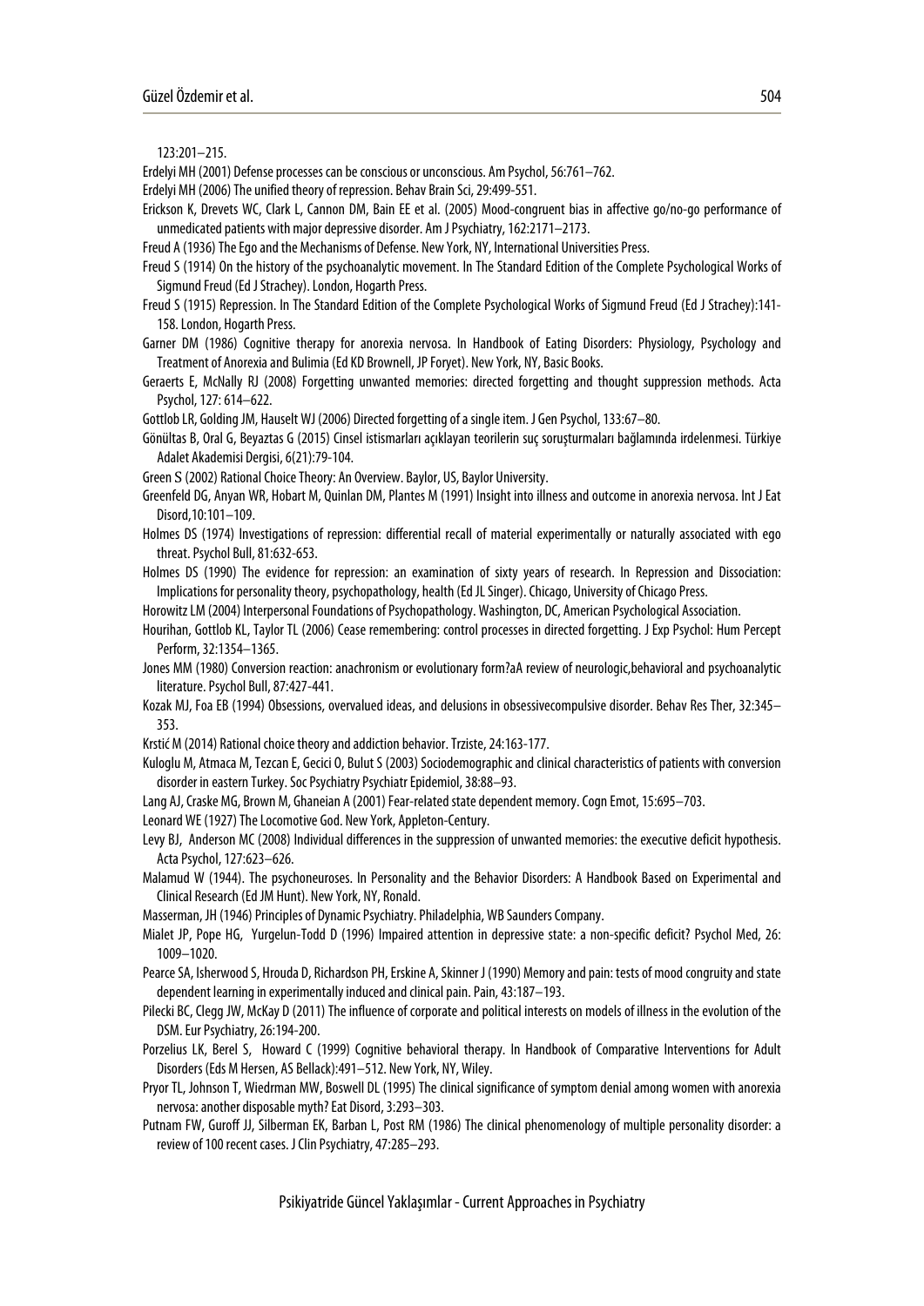123:201–215.

Erdelyi MH (2001) Defense processes can be conscious or unconscious. Am Psychol, 56:761–762.

Erdelyi MH (2006) The unified theory of repression. Behav Brain Sci, 29:499-551.

Erickson K, Drevets WC, Clark L, Cannon DM, Bain EE et al. (2005) Mood-congruent bias in affective go/no-go performance of unmedicated patients with major depressive disorder. Am J Psychiatry, 162:2171–2173.

Freud A (1936) The Ego and the Mechanisms of Defense. New York, NY, International Universities Press.

Freud S (1914) On the history of the psychoanalytic movement. In The Standard Edition of the Complete Psychological Works of Sigmund Freud (Ed J Strachey). London, Hogarth Press.

Freud S (1915) Repression. In The Standard Edition of the Complete Psychological Works of Sigmund Freud (Ed J Strachey):141-158. London, Hogarth Press.

Garner DM (1986) Cognitive therapy for anorexia nervosa. In Handbook of Eating Disorders: Physiology, Psychology and Treatment of Anorexia and Bulimia (Ed KD Brownell, JP Foryet). New York, NY, Basic Books.

Geraerts E, McNally RJ (2008) Forgetting unwanted memories: directed forgetting and thought suppression methods. Acta Psychol, 127: 614–622.

Gottlob LR, Golding JM, Hauselt WJ (2006) Directed forgetting of a single item. J Gen Psychol, 133:67–80.

Gönültas B, Oral G, Beyaztas G (2015) Cinsel istismarları açıklayan teorilerin suç soruşturmaları bağlamında irdelenmesi. Türkiye Adalet Akademisi Dergisi, 6(21):79-104.

Green S (2002) Rational Choice Theory: An Overview. Baylor, US, Baylor University.

Greenfeld DG, Anyan WR, Hobart M, Quinlan DM, Plantes M (1991) Insight into illness and outcome in anorexia nervosa. Int J Eat Disord,10:101–109.

Holmes DS (1974) Investigations of repression: differential recall of material experimentally or naturally associated with ego threat. Psychol Bull, 81:632-653.

Holmes DS (1990) The evidence for repression: an examination of sixty years of research. In Repression and Dissociation: Implications for personality theory, psychopathology, health (Ed JL Singer). Chicago, University of Chicago Press.

Horowitz LM (2004) Interpersonal Foundations of Psychopathology. Washington, DC, American Psychological Association.

Hourihan, Gottlob KL, Taylor TL (2006) Cease remembering: control processes in directed forgetting. J Exp Psychol: Hum Percept Perform, 32:1354–1365.

Jones MM (1980) Conversion reaction: anachronism or evolutionary form?aA review of neurologic,behavioral and psychoanalytic literature. Psychol Bull, 87:427-441.

Kozak MJ, Foa EB (1994) Obsessions, overvalued ideas, and delusions in obsessivecompulsive disorder. Behav Res Ther, 32:345–353.

Krstić M (2014) Rational choice theory and addiction behavior. Trziste, 24:163-177.

Kuloglu M, Atmaca M, Tezcan E, Gecici O, Bulut S (2003) Sociodemographic and clinical characteristics of patients with conversion disorder in eastern Turkey. Soc Psychiatry Psychiatr Epidemiol, 38:88–93.

Lang AJ, Craske MG, Brown M, Ghaneian A (2001) Fear-related state dependent memory. Cogn Emot, 15:695–703.

Leonard WE (1927) The Locomotive God. New York, Appleton-Century.

Levy BJ, Anderson MC (2008) Individual differences in the suppression of unwanted memories: the executive deficit hypothesis. Acta Psychol, 127:623–626.

Malamud W (1944). The psychoneuroses. In Personality and the Behavior Disorders: A Handbook Based on Experimental and Clinical Research (Ed JM Hunt). New York, NY, Ronald.

Masserman, JH (1946) Principles of Dynamic Psychiatry. Philadelphia, WB Saunders Company.

Mialet JP, Pope HG, Yurgelun-Todd D (1996) Impaired attention in depressive state: a non-specific deficit? Psychol Med, 26: 1009–1020.

Pearce SA, Isherwood S, Hrouda D, Richardson PH, Erskine A, Skinner J (1990) Memory and pain: tests of mood congruity and state dependent learning in experimentally induced and clinical pain. Pain, 43:187–193.

Pilecki BC, Clegg JW, McKay D (2011) The influence of corporate and political interests on models of illness in the evolution of the DSM. Eur Psychiatry, 26:194-200.

Porzelius LK, Berel S, Howard C (1999) Cognitive behavioral therapy. In Handbook of Comparative Interventions for Adult Disorders (Eds M Hersen, AS Bellack):491–512. New York, NY, Wiley.

Pryor TL, Johnson T, Wiedrman MW, Boswell DL (1995) The clinical significance of symptom denial among women with anorexia nervosa: another disposable myth? Eat Disord, 3:293–303.

Putnam FW, Guroff JJ, Silberman EK, Barban L, Post RM (1986) The clinical phenomenology of multiple personality disorder: a review of 100 recent cases. J Clin Psychiatry, 47:285–293.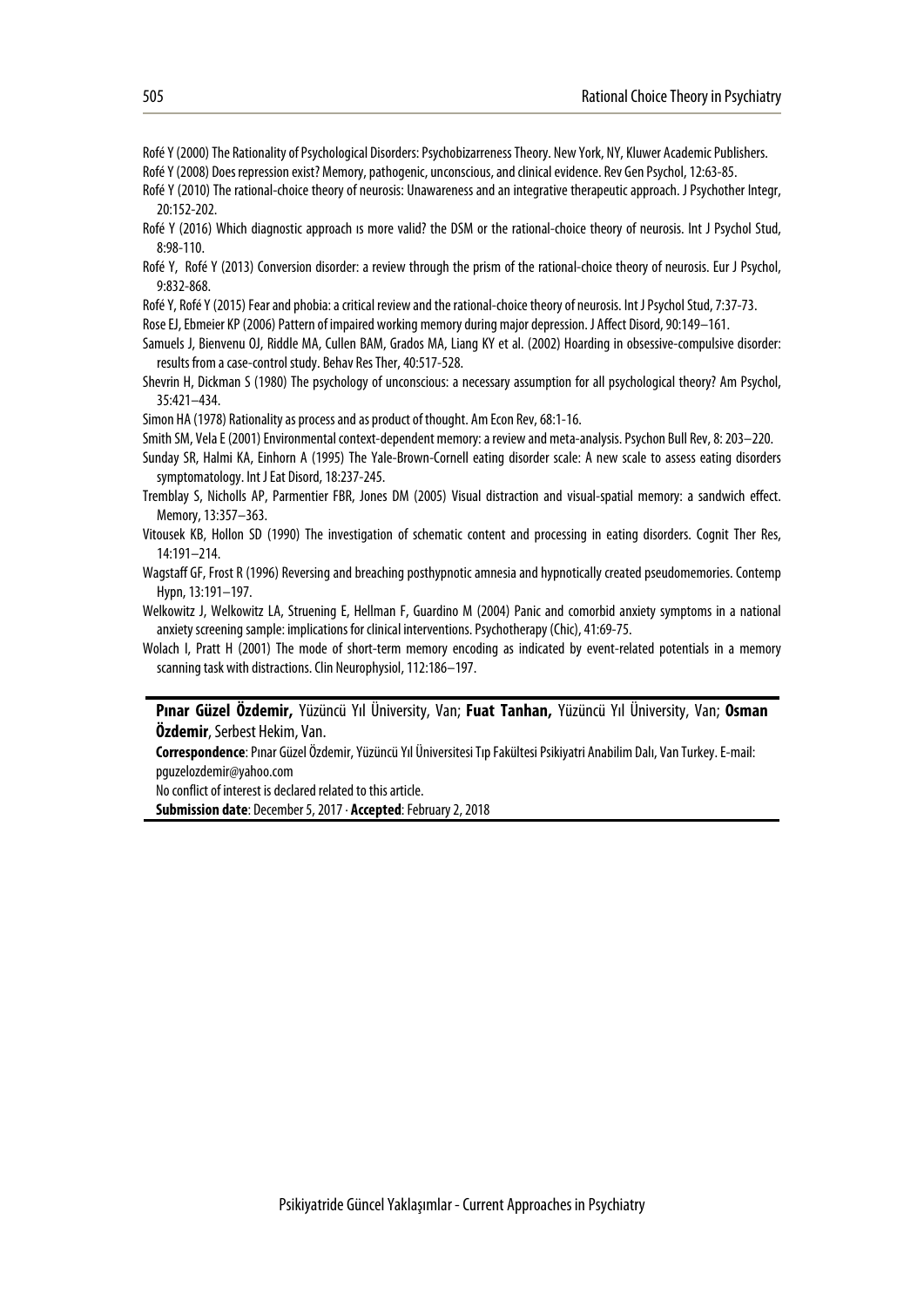Rofé Y (2000) The Rationality of Psychological Disorders: Psychobizarreness Theory. New York, NY, Kluwer Academic Publishers.

Rofé Y (2008) Does repression exist? Memory, pathogenic, unconscious, and clinical evidence. Rev Gen Psychol, 12:63-85.

Rofé Y (2010) The rational-choice theory of neurosis: Unawareness and an integrative therapeutic approach. J Psychother Integr, 20:152-202.

Rofé Y (2016) Which diagnostic approach ıs more valid? the DSM or the rational-choice theory of neurosis. Int J Psychol Stud, 8:98-110.

Rofé Y, Rofé Y (2013) Conversion disorder: a review through the prism of the rational-choice theory of neurosis. Eur J Psychol, 9:832-868.

Rofé Y, Rofé Y (2015) Fear and phobia: a critical review and the rational-choice theory of neurosis. Int J Psychol Stud, 7:37-73.

Rose EJ, Ebmeier KP (2006) Pattern of impaired working memory during major depression. J Affect Disord, 90:149–161.

Samuels J, Bienvenu OJ, Riddle MA, Cullen BAM, Grados MA, Liang KY et al. (2002) Hoarding in obsessive-compulsive disorder: results from a case-control study. Behav Res Ther, 40:517-528.

Shevrin H, Dickman S (1980) The psychology of unconscious: a necessary assumption for all psychological theory? Am Psychol, 35:421–434.

Simon HA (1978) Rationality as process and as product of thought. Am Econ Rev, 68:1-16.

Smith SM, Vela E (2001) Environmental context-dependent memory: a review and meta-analysis. Psychon Bull Rev, 8: 203–220.

Sunday SR, Halmi KA, Einhorn A (1995) The Yale-Brown-Cornell eating disorder scale: A new scale to assess eating disorders symptomatology. Int J Eat Disord, 18:237-245.

Tremblay S, Nicholls AP, Parmentier FBR, Jones DM (2005) Visual distraction and visual-spatial memory: a sandwich effect. Memory, 13:357–363.

Vitousek KB, Hollon SD (1990) The investigation of schematic content and processing in eating disorders. Cognit Ther Res, 14:191–214.

Wagstaff GF, Frost R (1996) Reversing and breaching posthypnotic amnesia and hypnotically created pseudomemories. Contemp Hypn, 13:191–197.

Welkowitz J, Welkowitz LA, Struening E, Hellman F, Guardino M (2004) Panic and comorbid anxiety symptoms in a national anxiety screening sample: implications for clinical interventions. Psychotherapy (Chic), 41:69-75.

Wolach I, Pratt H (2001) The mode of short-term memory encoding as indicated by event-related potentials in a memory scanning task with distractions. Clin Neurophysiol, 112:186–197.

---

**Pınar Güzel Özdemir,** Yüzüncü Yıl Üniversity, Van; **Fuat Tanhan,** Yüzüncü Yıl Üniversity, Van; **Osman Özdemir**, Serbest Hekim, Van.

**Correspondence**: Pınar Güzel Özdemir, Yüzüncü Yıl Üniversitesi Tıp Fakültesi Psikiyatri Anabilim Dalı, Van Turkey. E-mail: pguzelozdemir@yahoo.com

No conflict of interest is declared related to this article.

**Submission date**: December 5, 2017 · **Accepted**: February 2, 2018